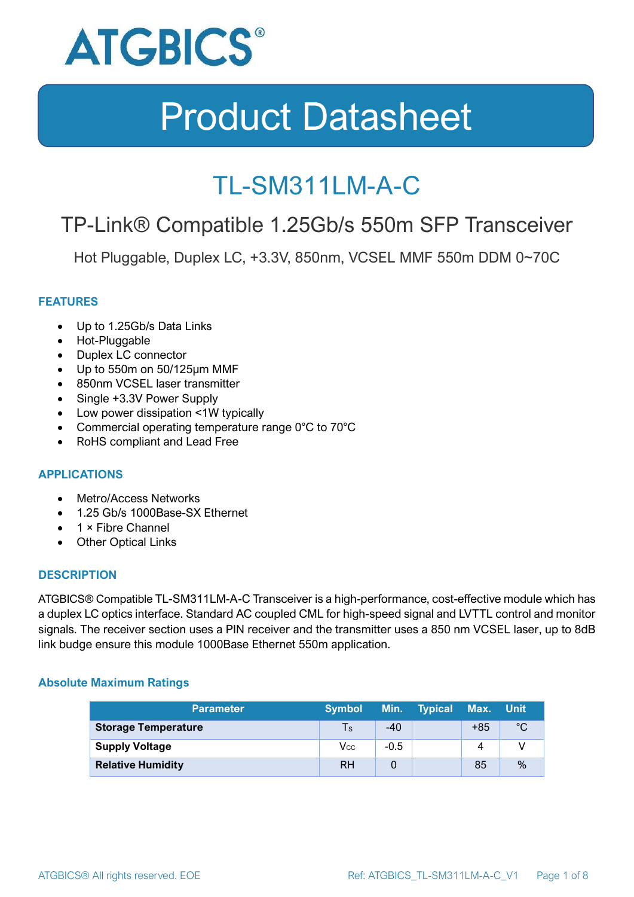# ATGBICS®

# Product Datasheet

## TL-SM311LM-A-C

### TP-Link® Compatible 1.25Gb/s 550m SFP Transceiver

Hot Pluggable, Duplex LC, +3.3V, 850nm, VCSEL MMF 550m DDM 0~70C

#### FEATURES

- Up to 1.25Gb/s Data Links
- Hot-Pluggable
- Duplex LC connector
- Up to 550m on 50/125μm MMF
- 850nm VCSEL laser transmitter
- Single +3.3V Power Supply
- Low power dissipation <1W typically
- Commercial operating temperature range 0°C to 70°C
- RoHS compliant and Lead Free

#### APPLICATIONS

- Metro/Access Networks
- 1.25 Gb/s 1000Base-SX Ethernet
- 1 × Fibre Channel
- Other Optical Links

#### DESCRIPTION

ATGBICS® Compatible TL-SM311LM-A-C Transceiver is a high-performance, cost-effective module which has a duplex LC optics interface. Standard AC coupled CML for high-speed signal and LVTTL control and monitor signals. The receiver section uses a PIN receiver and the transmitter uses a 850 nm VCSEL laser, up to 8dB link budge ensure this module 1000Base Ethernet 550m application.

#### Absolute Maximum Ratings

| Parameter | Symbol | Min. | Typical | Max. | Unit |
|---|---|---|---|---|---|
| **Storage Temperature** | $T_S$ | -40 | | +85 | °C |
| **Supply Voltage** | $V_{CC}$ | -0.5 | | 4 | V |
| **Relative Humidity** | RH | 0 | | 85 | % |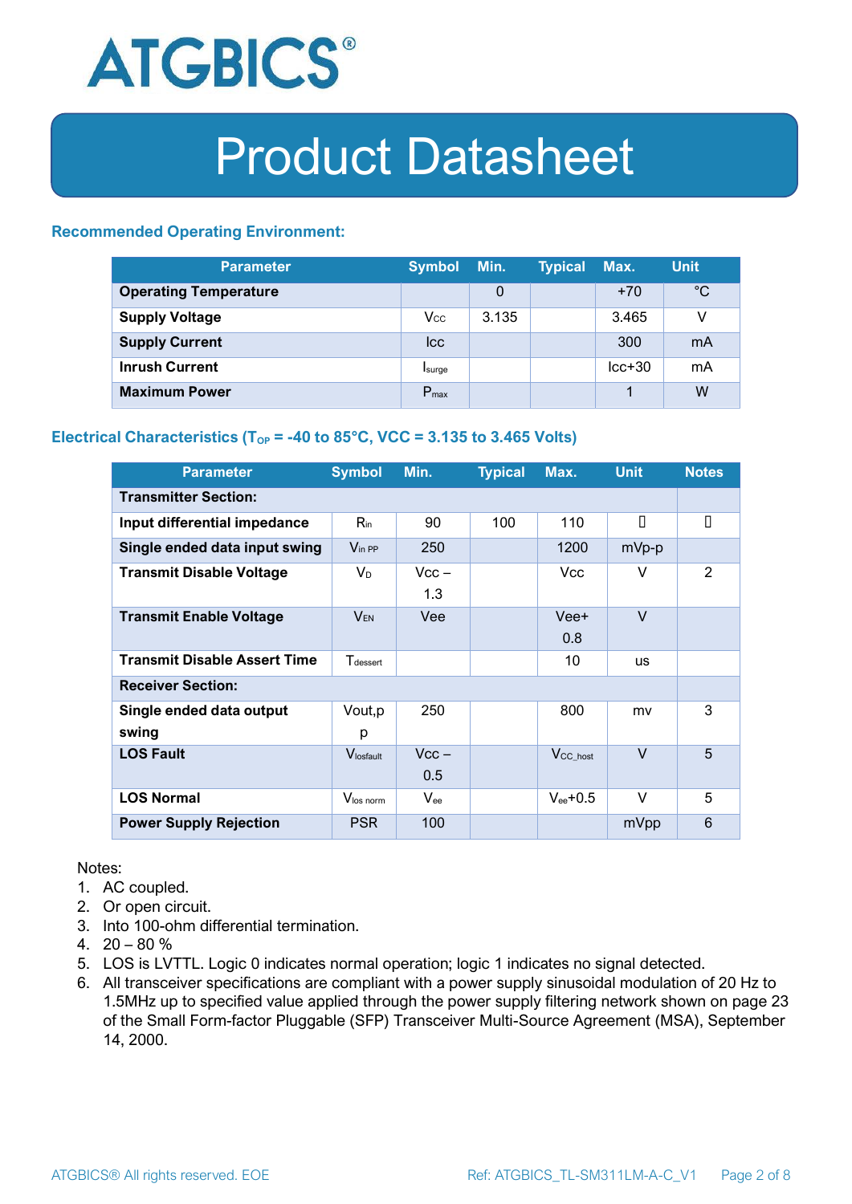# Product Datasheet

### Recommended Operating Environment:

| Parameter | Symbol | Min. | Typical | Max. | Unit |
|---|---|---|---|---|---|
| **Operating Temperature** | | 0 | | +70 | °C |
| **Supply Voltage** | $V_{CC}$ | 3.135 | | 3.465 | V |
| **Supply Current** | Icc | | | 300 | mA |
| **Inrush Current** | $I_{surge}$ | | | Icc+30 | mA |
| **Maximum Power** | $P_{max}$ | | | 1 | W |

### Electrical Characteristics ($T_{OP}$ = -40 to 85°C, VCC = 3.135 to 3.465 Volts)

| Parameter | Symbol | Min. | Typical | Max. | Unit | Notes |
|---|---|---|---|---|---|---|
| **Transmitter Section:** | | | | | | |
| **Input differential impedance** | $R_{in}$ | 90 | 100 | 110 | | |
| **Single ended data input swing** | $V_{in\ PP}$ | 250 | | 1200 | mVp-p | |
| **Transmit Disable Voltage** | $V_D$ | Vcc – 1.3 | | Vcc | V | 2 |
| **Transmit Enable Voltage** | $V_{EN}$ | Vee | | Vee+ 0.8 | V | |
| **Transmit Disable Assert Time** | $T_{dessert}$ | | | 10 | us | |
| **Receiver Section:** | | | | | | |
| **Single ended data output swing** | Vout,pp | 250 | | 800 | mv | 3 |
| **LOS Fault** | $V_{losfault}$ | Vcc – 0.5 | | $V_{CC\_host}$ | V | 5 |
| **LOS Normal** | $V_{los\ norm}$ | $V_{ee}$ | | $V_{ee}$+0.5 | V | 5 |
| **Power Supply Rejection** | PSR | 100 | | | mVpp | 6 |

Notes:
1. AC coupled.
2. Or open circuit.
3. Into 100-ohm differential termination.
4. 20 – 80 %
5. LOS is LVTTL. Logic 0 indicates normal operation; logic 1 indicates no signal detected.
6. All transceiver specifications are compliant with a power supply sinusoidal modulation of 20 Hz to 1.5MHz up to specified value applied through the power supply filtering network shown on page 23 of the Small Form-factor Pluggable (SFP) Transceiver Multi-Source Agreement (MSA), September 14, 2000.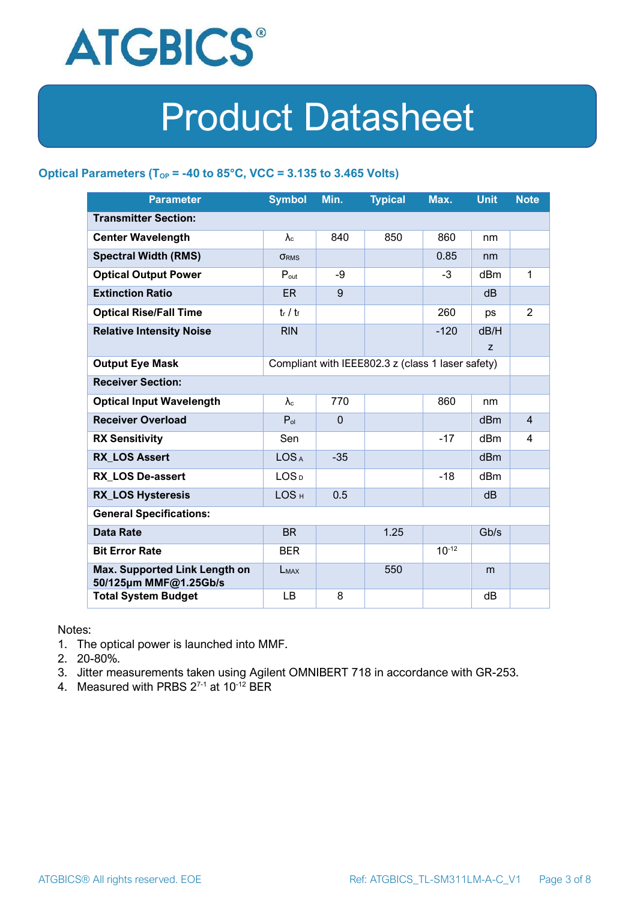# Product Datasheet

### Optical Parameters ($T_{OP}$ = -40 to 85°C, VCC = 3.135 to 3.465 Volts)

| Parameter | Symbol | Min. | Typical | Max. | Unit | Note |
|---|---|---|---|---|---|---|
| **Transmitter Section:** | | | | | | |
| **Center Wavelength** | $\lambda_c$ | 840 | 850 | 860 | nm | |
| **Spectral Width (RMS)** | $\sigma_{RMS}$ | | | 0.85 | nm | |
| **Optical Output Power** | $P_{out}$ | -9 | | -3 | dBm | 1 |
| **Extinction Ratio** | ER | 9 | | | dB | |
| **Optical Rise/Fall Time** | $t_r$ / $t_f$ | | | 260 | ps | 2 |
| **Relative Intensity Noise** | RIN | | | -120 | dB/Hz | |
| **Output Eye Mask** | Compliant with IEEE802.3 z (class 1 laser safety) | | | | | |
| **Receiver Section:** | | | | | | |
| **Optical Input Wavelength** | $\lambda_c$ | 770 | | 860 | nm | |
| **Receiver Overload** | $P_{ol}$ | 0 | | | dBm | 4 |
| **RX Sensitivity** | Sen | | | -17 | dBm | 4 |
| **RX_LOS Assert** | $LOS_A$ | -35 | | | dBm | |
| **RX_LOS De-assert** | $LOS_D$ | | | -18 | dBm | |
| **RX_LOS Hysteresis** | $LOS_H$ | 0.5 | | | dB | |
| **General Specifications:** | | | | | | |
| **Data Rate** | BR | | 1.25 | | Gb/s | |
| **Bit Error Rate** | BER | | | $10^{-12}$ | | |
| **Max. Supported Link Length on 50/125μm MMF@1.25Gb/s** | $L_{MAX}$ | | 550 | | m | |
| **Total System Budget** | LB | 8 | | | dB | |

Notes:

1. The optical power is launched into MMF.
2. 20-80%.
3. Jitter measurements taken using Agilent OMNIBERT 718 in accordance with GR-253.
4. Measured with PRBS $2^{7-1}$ at $10^{-12}$ BER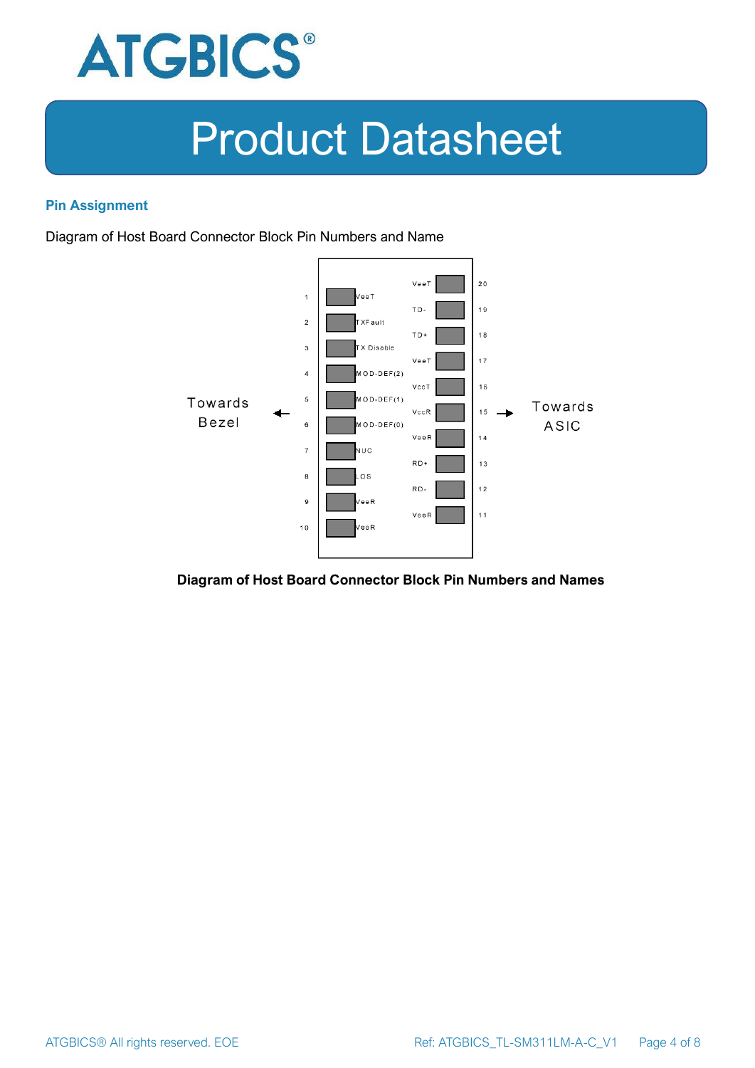## Pin Assignment

Diagram of Host Board Connector Block Pin Numbers and Name

| Pin | Name | Pin | Name |
|---|---|---|---|
| 1 | VeeT | 20 | VeeT |
| 2 | TXFault | 19 | TD- |
| 3 | TX Disable | 18 | TD+ |
| 4 | MOD-DEF(2) | 17 | VeeT |
| 5 | MOD-DEF(1) | 16 | VccT |
| 6 | MOD-DEF(0) | 15 | VccR |
| 7 | NUC | 14 | VeeR |
| 8 | LOS | 13 | RD+ |
| 9 | VeeR | 12 | RD- |
| 10 | VeeR | 11 | VeeR |

Towards Bezel ← → Towards ASIC

**Diagram of Host Board Connector Block Pin Numbers and Names**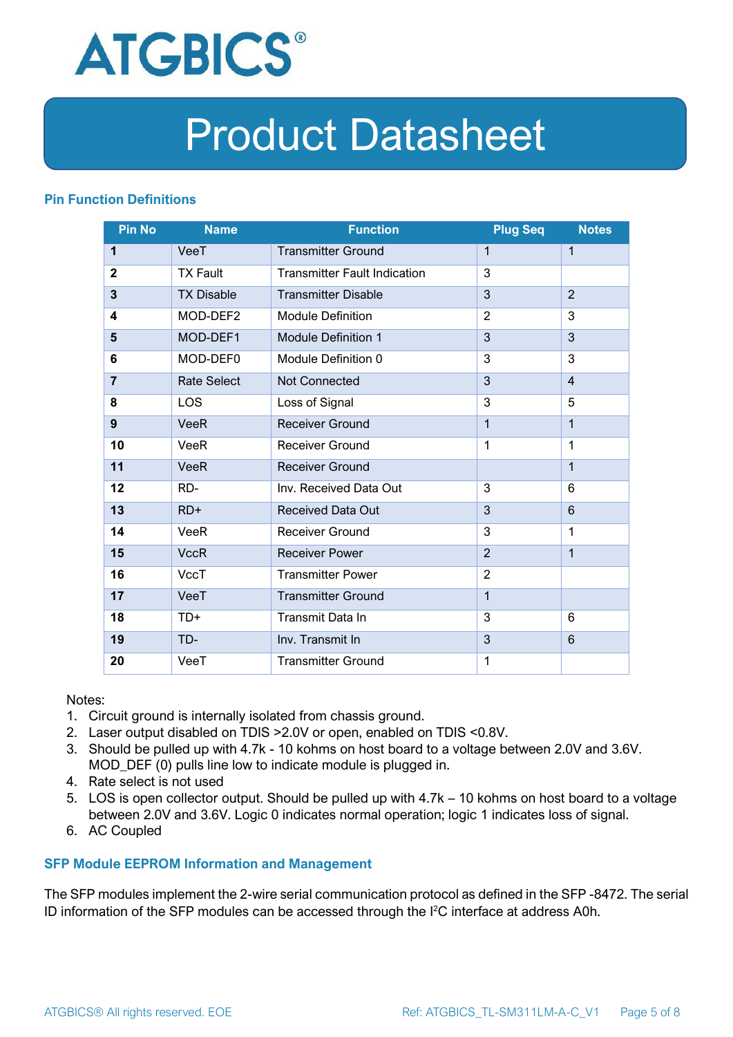## Pin Function Definitions

| Pin No | Name | Function | Plug Seq | Notes |
|---|---|---|---|---|
| **1** | VeeT | Transmitter Ground | 1 | 1 |
| **2** | TX Fault | Transmitter Fault Indication | 3 | |
| **3** | TX Disable | Transmitter Disable | 3 | 2 |
| **4** | MOD-DEF2 | Module Definition | 2 | 3 |
| **5** | MOD-DEF1 | Module Definition 1 | 3 | 3 |
| **6** | MOD-DEF0 | Module Definition 0 | 3 | 3 |
| **7** | Rate Select | Not Connected | 3 | 4 |
| **8** | LOS | Loss of Signal | 3 | 5 |
| **9** | VeeR | Receiver Ground | 1 | 1 |
| **10** | VeeR | Receiver Ground | 1 | 1 |
| **11** | VeeR | Receiver Ground | | 1 |
| **12** | RD- | Inv. Received Data Out | 3 | 6 |
| **13** | RD+ | Received Data Out | 3 | 6 |
| **14** | VeeR | Receiver Ground | 3 | 1 |
| **15** | VccR | Receiver Power | 2 | 1 |
| **16** | VccT | Transmitter Power | 2 | |
| **17** | VeeT | Transmitter Ground | 1 | |
| **18** | TD+ | Transmit Data In | 3 | 6 |
| **19** | TD- | Inv. Transmit In | 3 | 6 |
| **20** | VeeT | Transmitter Ground | 1 | |

Notes:

1. Circuit ground is internally isolated from chassis ground.
2. Laser output disabled on TDIS >2.0V or open, enabled on TDIS <0.8V.
3. Should be pulled up with 4.7k - 10 kohms on host board to a voltage between 2.0V and 3.6V. MOD_DEF (0) pulls line low to indicate module is plugged in.
4. Rate select is not used
5. LOS is open collector output. Should be pulled up with 4.7k – 10 kohms on host board to a voltage between 2.0V and 3.6V. Logic 0 indicates normal operation; logic 1 indicates loss of signal.
6. AC Coupled

## SFP Module EEPROM Information and Management

The SFP modules implement the 2-wire serial communication protocol as defined in the SFP -8472. The serial ID information of the SFP modules can be accessed through the I$^2$C interface at address A0h.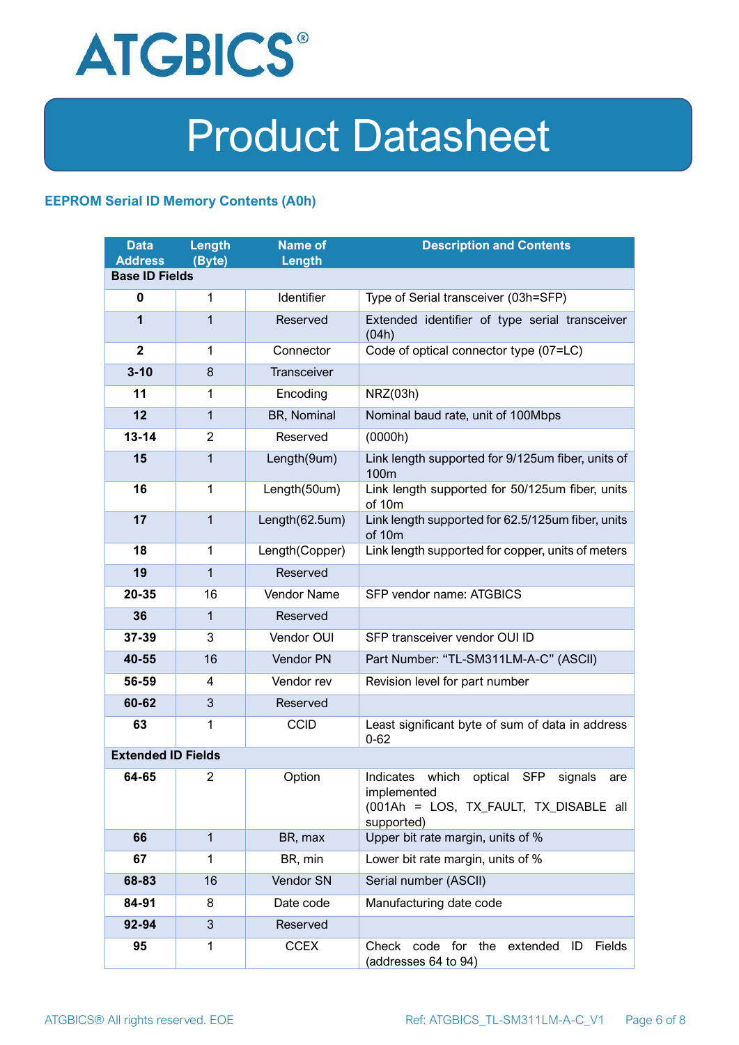# Product Datasheet

## EEPROM Serial ID Memory Contents (A0h)

| Data Address | Length (Byte) | Name of Length | Description and Contents |
|---|---|---|---|
| **Base ID Fields** | | | |
| **0** | 1 | Identifier | Type of Serial transceiver (03h=SFP) |
| **1** | 1 | Reserved | Extended identifier of type serial transceiver (04h) |
| **2** | 1 | Connector | Code of optical connector type (07=LC) |
| **3-10** | 8 | Transceiver | |
| **11** | 1 | Encoding | NRZ(03h) |
| **12** | 1 | BR, Nominal | Nominal baud rate, unit of 100Mbps |
| **13-14** | 2 | Reserved | (0000h) |
| **15** | 1 | Length(9um) | Link length supported for 9/125um fiber, units of 100m |
| **16** | 1 | Length(50um) | Link length supported for 50/125um fiber, units of 10m |
| **17** | 1 | Length(62.5um) | Link length supported for 62.5/125um fiber, units of 10m |
| **18** | 1 | Length(Copper) | Link length supported for copper, units of meters |
| **19** | 1 | Reserved | |
| **20-35** | 16 | Vendor Name | SFP vendor name: ATGBICS |
| **36** | 1 | Reserved | |
| **37-39** | 3 | Vendor OUI | SFP transceiver vendor OUI ID |
| **40-55** | 16 | Vendor PN | Part Number: "TL-SM311LM-A-C" (ASCII) |
| **56-59** | 4 | Vendor rev | Revision level for part number |
| **60-62** | 3 | Reserved | |
| **63** | 1 | CCID | Least significant byte of sum of data in address 0-62 |
| **Extended ID Fields** | | | |
| **64-65** | 2 | Option | Indicates which optical SFP signals are implemented (001Ah = LOS, TX_FAULT, TX_DISABLE all supported) |
| **66** | 1 | BR, max | Upper bit rate margin, units of % |
| **67** | 1 | BR, min | Lower bit rate margin, units of % |
| **68-83** | 16 | Vendor SN | Serial number (ASCII) |
| **84-91** | 8 | Date code | Manufacturing date code |
| **92-94** | 3 | Reserved | |
| **95** | 1 | CCEX | Check code for the extended ID Fields (addresses 64 to 94) |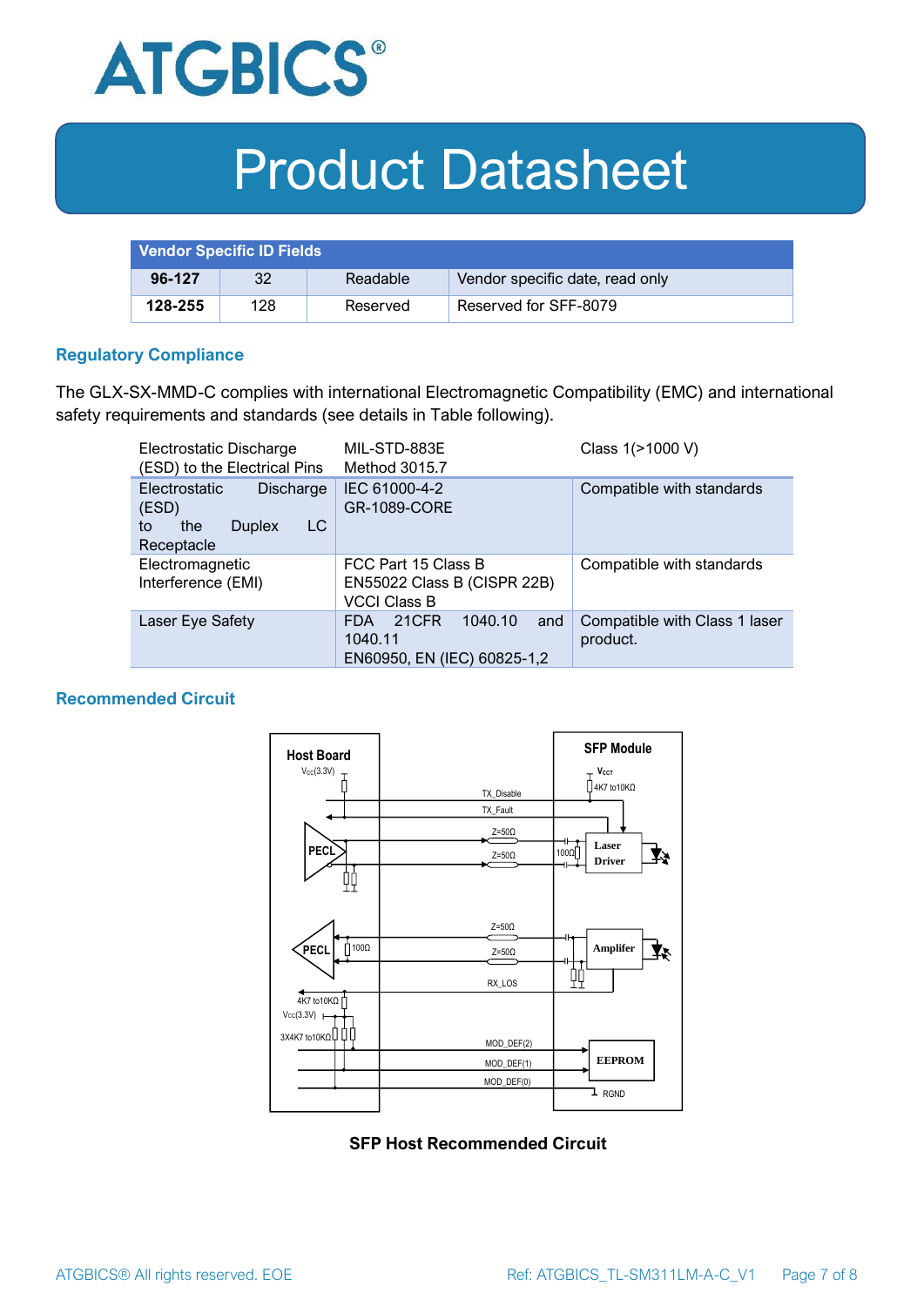| Vendor Specific ID Fields | | | |
|---|---|---|---|
| **96-127** | 32 | Readable | Vendor specific date, read only |
| **128-255** | 128 | Reserved | Reserved for SFF-8079 |

## Regulatory Compliance

The GLX-SX-MMD-C complies with international Electromagnetic Compatibility (EMC) and international safety requirements and standards (see details in Table following).

| Electrostatic Discharge (ESD) to the Electrical Pins | MIL-STD-883E Method 3015.7 | Class 1(>1000 V) |
|---|---|---|
| Electrostatic Discharge (ESD) to the Duplex LC Receptacle | IEC 61000-4-2 GR-1089-CORE | Compatible with standards |
| Electromagnetic Interference (EMI) | FCC Part 15 Class B EN55022 Class B (CISPR 22B) VCCI Class B | Compatible with standards |
| Laser Eye Safety | FDA 21CFR 1040.10 and 1040.11 EN60950, EN (IEC) 60825-1,2 | Compatible with Class 1 laser product. |

## Recommended Circuit

**SFP Host Recommended Circuit**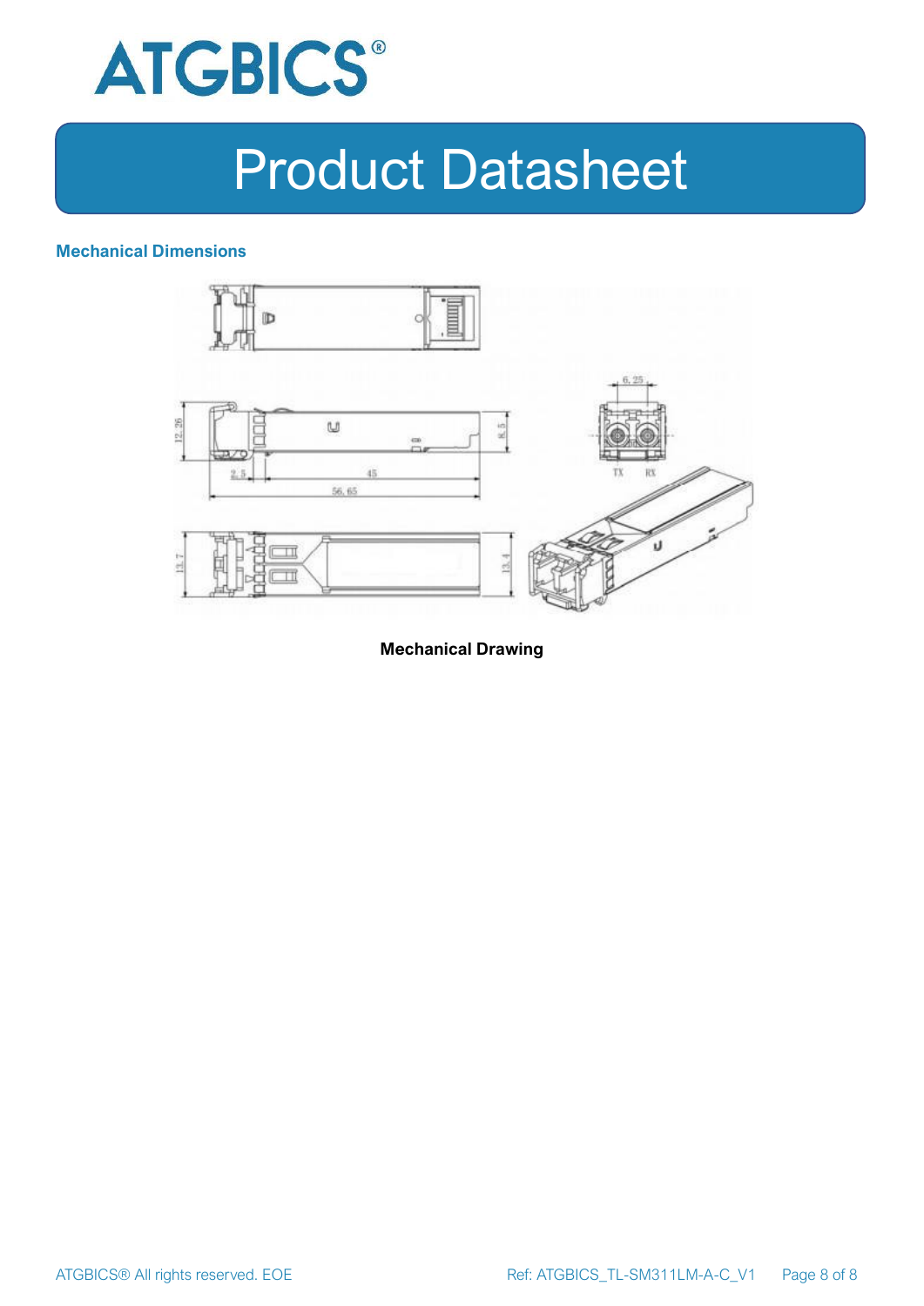## Mechanical Dimensions

6.25

12.26

8.5

2.5

45

56.65

TX RX

13.7

13.4

**Mechanical Drawing**